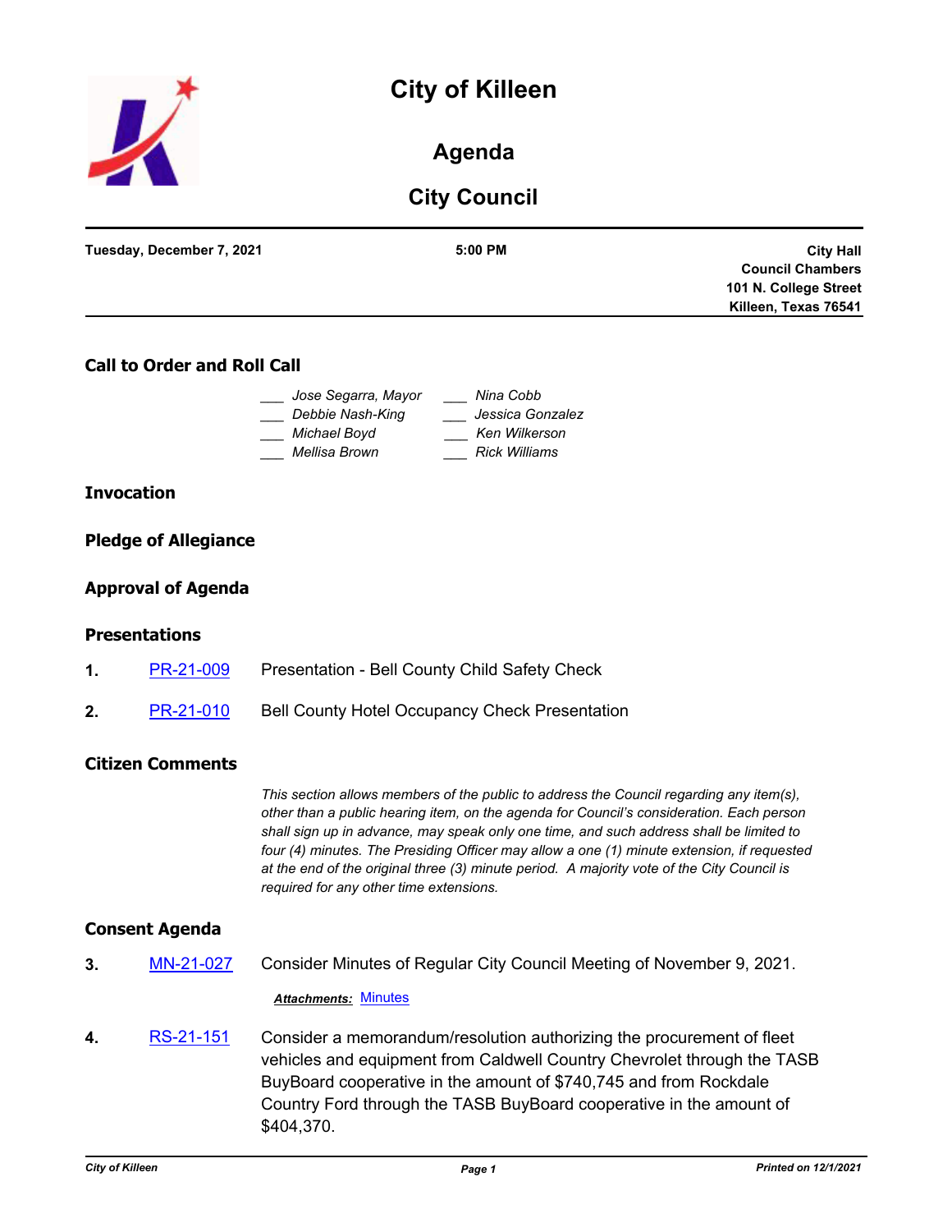# City of Killeen

## Agenda

## City Council

**Tuesday, December 7, 2021** | **5:00 PM** | **City Hall Council Chambers 101 N. College Street Killeen, Texas 76541**

### Call to Order and Roll Call

___ *Jose Segarra, Mayor*
___ *Debbie Nash-King*
___ *Michael Boyd*
___ *Mellisa Brown*
___ *Nina Cobb*
___ *Jessica Gonzalez*
___ *Ken Wilkerson*
___ *Rick Williams*

### Invocation

### Pledge of Allegiance

### Approval of Agenda

### Presentations

**1.** PR-21-009 Presentation - Bell County Child Safety Check

**2.** PR-21-010 Bell County Hotel Occupancy Check Presentation

### Citizen Comments

*This section allows members of the public to address the Council regarding any item(s), other than a public hearing item, on the agenda for Council's consideration. Each person shall sign up in advance, may speak only one time, and such address shall be limited to four (4) minutes. The Presiding Officer may allow a one (1) minute extension, if requested at the end of the original three (3) minute period. A majority vote of the City Council is required for any other time extensions.*

### Consent Agenda

**3.** MN-21-027 Consider Minutes of Regular City Council Meeting of November 9, 2021.

***Attachments:*** Minutes

**4.** RS-21-151 Consider a memorandum/resolution authorizing the procurement of fleet vehicles and equipment from Caldwell Country Chevrolet through the TASB BuyBoard cooperative in the amount of $740,745 and from Rockdale Country Ford through the TASB BuyBoard cooperative in the amount of $404,370.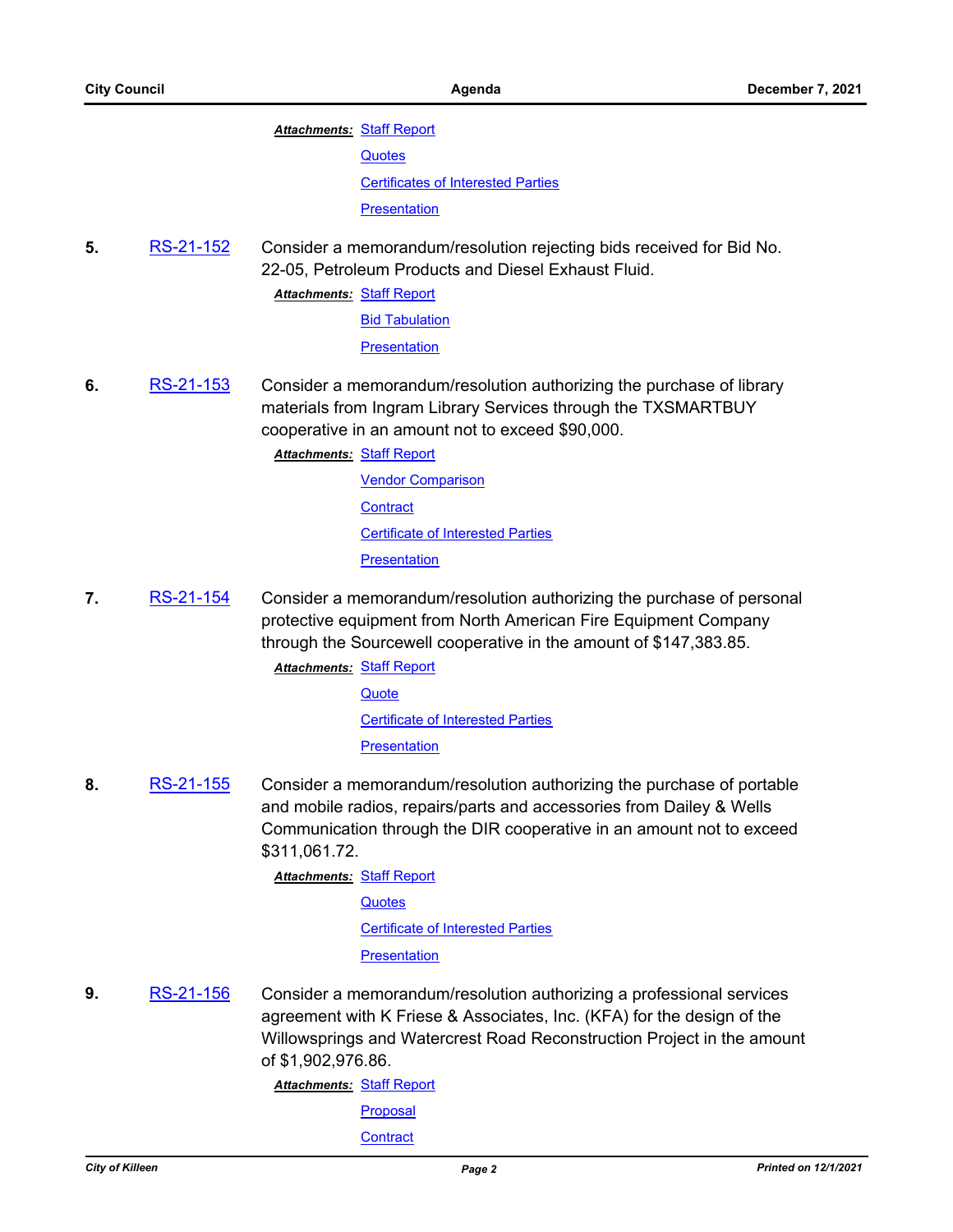***Attachments:*** [Staff Report](#)

[Quotes](#)

[Certificates of Interested Parties](#)

[Presentation](#)

**5.** [RS-21-152](#) Consider a memorandum/resolution rejecting bids received for Bid No. 22-05, Petroleum Products and Diesel Exhaust Fluid.

***Attachments:*** [Staff Report](#)

[Bid Tabulation](#)

[Presentation](#)

**6.** [RS-21-153](#) Consider a memorandum/resolution authorizing the purchase of library materials from Ingram Library Services through the TXSMARTBUY cooperative in an amount not to exceed $90,000.

***Attachments:*** [Staff Report](#)

[Vendor Comparison](#)

[Contract](#)

[Certificate of Interested Parties](#)

[Presentation](#)

**7.** [RS-21-154](#) Consider a memorandum/resolution authorizing the purchase of personal protective equipment from North American Fire Equipment Company through the Sourcewell cooperative in the amount of $147,383.85.

***Attachments:*** [Staff Report](#)

[Quote](#)

[Certificate of Interested Parties](#)

[Presentation](#)

**8.** [RS-21-155](#) Consider a memorandum/resolution authorizing the purchase of portable and mobile radios, repairs/parts and accessories from Dailey & Wells Communication through the DIR cooperative in an amount not to exceed $311,061.72.

***Attachments:*** [Staff Report](#)

[Quotes](#)

[Certificate of Interested Parties](#)

[Presentation](#)

**9.** [RS-21-156](#) Consider a memorandum/resolution authorizing a professional services agreement with K Friese & Associates, Inc. (KFA) for the design of the Willowsprings and Watercrest Road Reconstruction Project in the amount of $1,902,976.86.

***Attachments:*** [Staff Report](#)

[Proposal](#)

[Contract](#)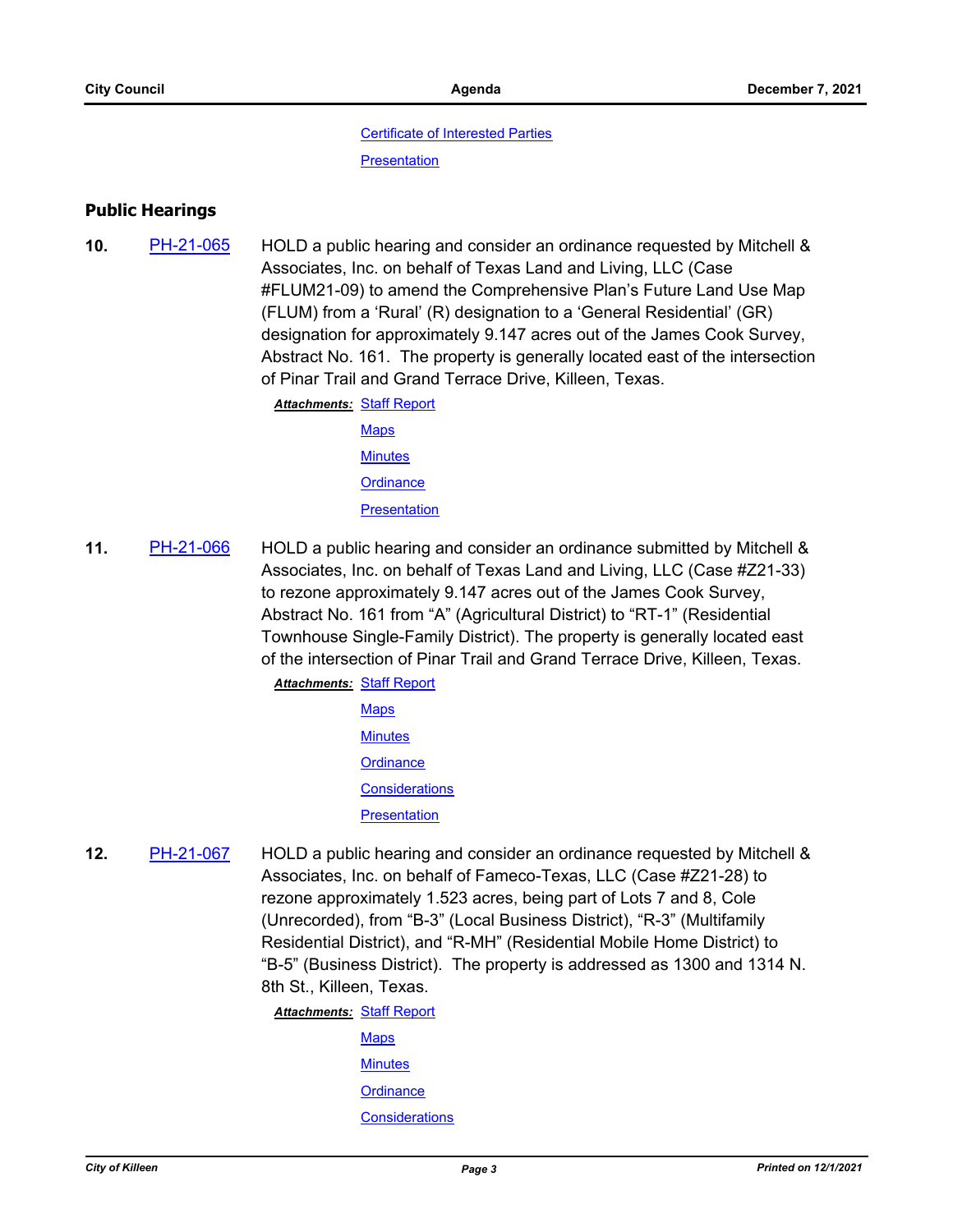Certificate of Interested Parties

Presentation

## Public Hearings

**10.** PH-21-065 HOLD a public hearing and consider an ordinance requested by Mitchell & Associates, Inc. on behalf of Texas Land and Living, LLC (Case #FLUM21-09) to amend the Comprehensive Plan's Future Land Use Map (FLUM) from a 'Rural' (R) designation to a 'General Residential' (GR) designation for approximately 9.147 acres out of the James Cook Survey, Abstract No. 161. The property is generally located east of the intersection of Pinar Trail and Grand Terrace Drive, Killeen, Texas.

***Attachments:*** Staff Report
Maps
Minutes
Ordinance
Presentation

**11.** PH-21-066 HOLD a public hearing and consider an ordinance submitted by Mitchell & Associates, Inc. on behalf of Texas Land and Living, LLC (Case #Z21-33) to rezone approximately 9.147 acres out of the James Cook Survey, Abstract No. 161 from "A" (Agricultural District) to "RT-1" (Residential Townhouse Single-Family District). The property is generally located east of the intersection of Pinar Trail and Grand Terrace Drive, Killeen, Texas.

***Attachments:*** Staff Report
Maps
Minutes
Ordinance
Considerations
Presentation

**12.** PH-21-067 HOLD a public hearing and consider an ordinance requested by Mitchell & Associates, Inc. on behalf of Fameco-Texas, LLC (Case #Z21-28) to rezone approximately 1.523 acres, being part of Lots 7 and 8, Cole (Unrecorded), from "B-3" (Local Business District), "R-3" (Multifamily Residential District), and "R-MH" (Residential Mobile Home District) to "B-5" (Business District). The property is addressed as 1300 and 1314 N. 8th St., Killeen, Texas.

***Attachments:*** Staff Report
Maps
Minutes
Ordinance
Considerations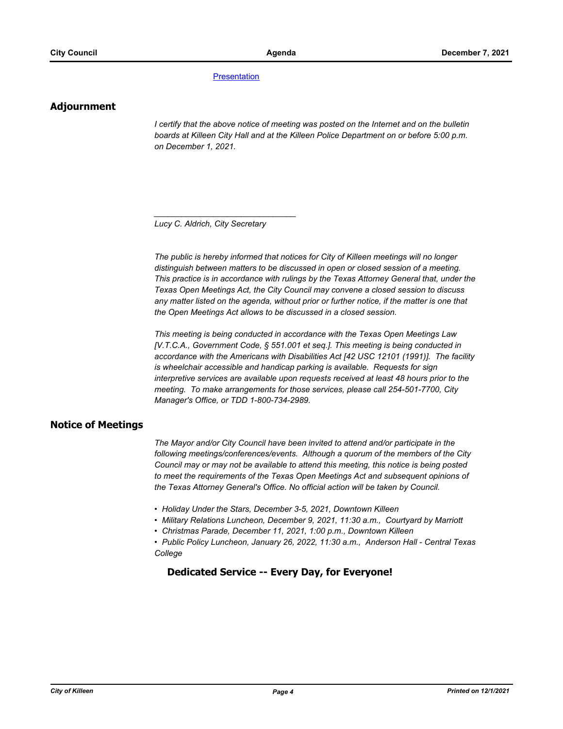Presentation

## Adjournment

*I certify that the above notice of meeting was posted on the Internet and on the bulletin boards at Killeen City Hall and at the Killeen Police Department on or before 5:00 p.m. on December 1, 2021.*

_______________________________

*Lucy C. Aldrich, City Secretary*

*The public is hereby informed that notices for City of Killeen meetings will no longer distinguish between matters to be discussed in open or closed session of a meeting. This practice is in accordance with rulings by the Texas Attorney General that, under the Texas Open Meetings Act, the City Council may convene a closed session to discuss any matter listed on the agenda, without prior or further notice, if the matter is one that the Open Meetings Act allows to be discussed in a closed session.*

*This meeting is being conducted in accordance with the Texas Open Meetings Law [V.T.C.A., Government Code, § 551.001 et seq.]. This meeting is being conducted in accordance with the Americans with Disabilities Act [42 USC 12101 (1991)]. The facility is wheelchair accessible and handicap parking is available. Requests for sign interpretive services are available upon requests received at least 48 hours prior to the meeting. To make arrangements for those services, please call 254-501-7700, City Manager's Office, or TDD 1-800-734-2989.*

## Notice of Meetings

*The Mayor and/or City Council have been invited to attend and/or participate in the following meetings/conferences/events. Although a quorum of the members of the City Council may or may not be available to attend this meeting, this notice is being posted to meet the requirements of the Texas Open Meetings Act and subsequent opinions of the Texas Attorney General's Office. No official action will be taken by Council.*

- *Holiday Under the Stars, December 3-5, 2021, Downtown Killeen*
- *Military Relations Luncheon, December 9, 2021, 11:30 a.m., Courtyard by Marriott*
- *Christmas Parade, December 11, 2021, 1:00 p.m., Downtown Killeen*
- *Public Policy Luncheon, January 26, 2022, 11:30 a.m., Anderson Hall - Central Texas College*

**Dedicated Service -- Every Day, for Everyone!**